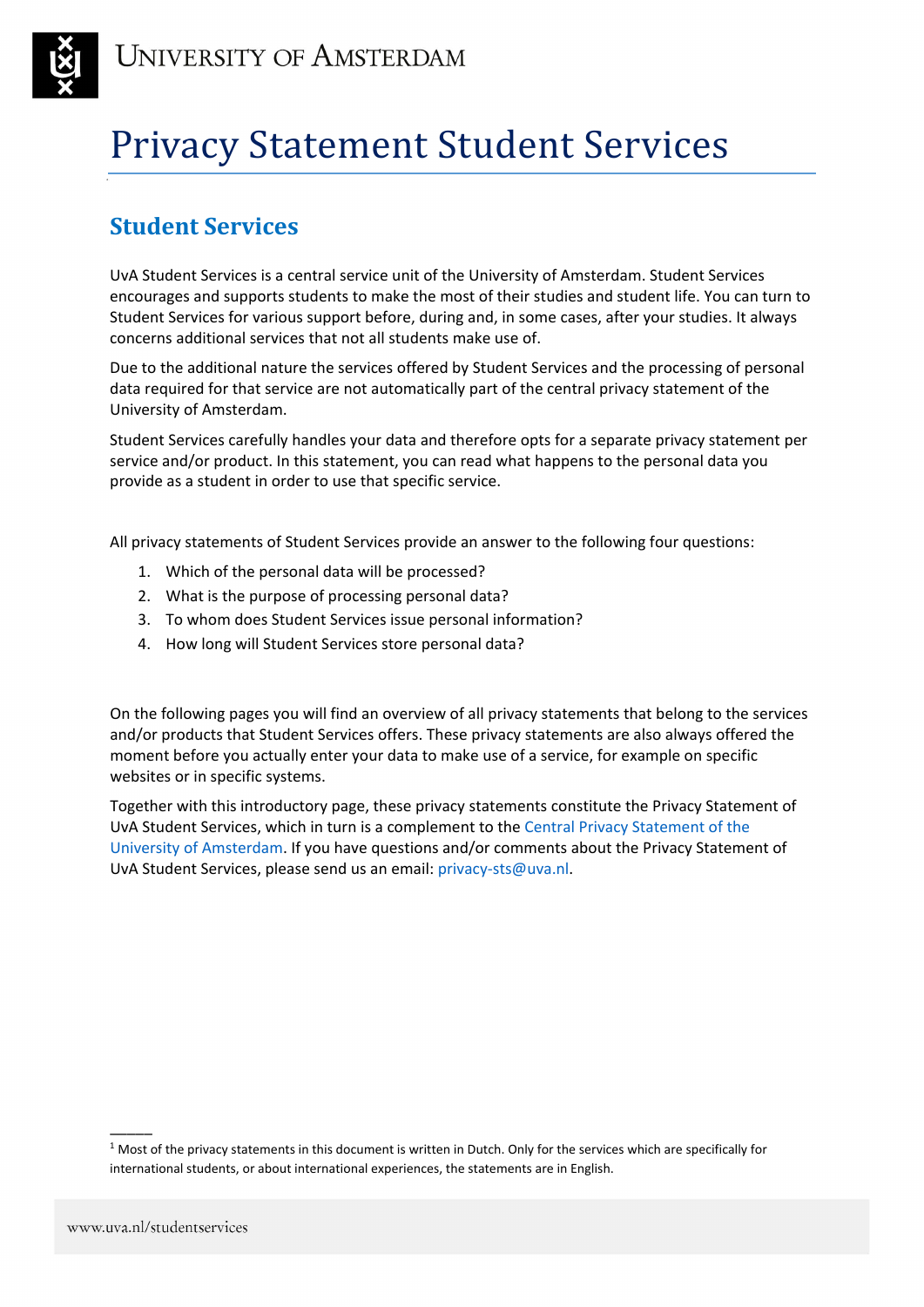# Privacy Statement Student Services

## Student Services

UvA Student Services is a central service unit of the University of Amsterdam. Student Services encourages and supports students to make the most of their studies and student life. You can turn to Student Services for various support before, during and, in some cases, after your studies. It always concerns additional services that not all students make use of.

Due to the additional nature the services offered by Student Services and the processing of personal data required for that service are not automatically part of the central privacy statement of the University of Amsterdam.

Student Services carefully handles your data and therefore opts for a separate privacy statement per service and/or product. In this statement, you can read what happens to the personal data you provide as a student in order to use that specific service.

All privacy statements of Student Services provide an answer to the following four questions:

1. Which of the personal data will be processed?
2. What is the purpose of processing personal data?
3. To whom does Student Services issue personal information?
4. How long will Student Services store personal data?

On the following pages you will find an overview of all privacy statements that belong to the services and/or products that Student Services offers. These privacy statements are also always offered the moment before you actually enter your data to make use of a service, for example on specific websites or in specific systems.

Together with this introductory page, these privacy statements constitute the Privacy Statement of UvA Student Services, which in turn is a complement to the Central Privacy Statement of the University of Amsterdam. If you have questions and/or comments about the Privacy Statement of UvA Student Services, please send us an email: privacy-sts@uva.nl.

---

[1] Most of the privacy statements in this document is written in Dutch. Only for the services which are specifically for international students, or about international experiences, the statements are in English.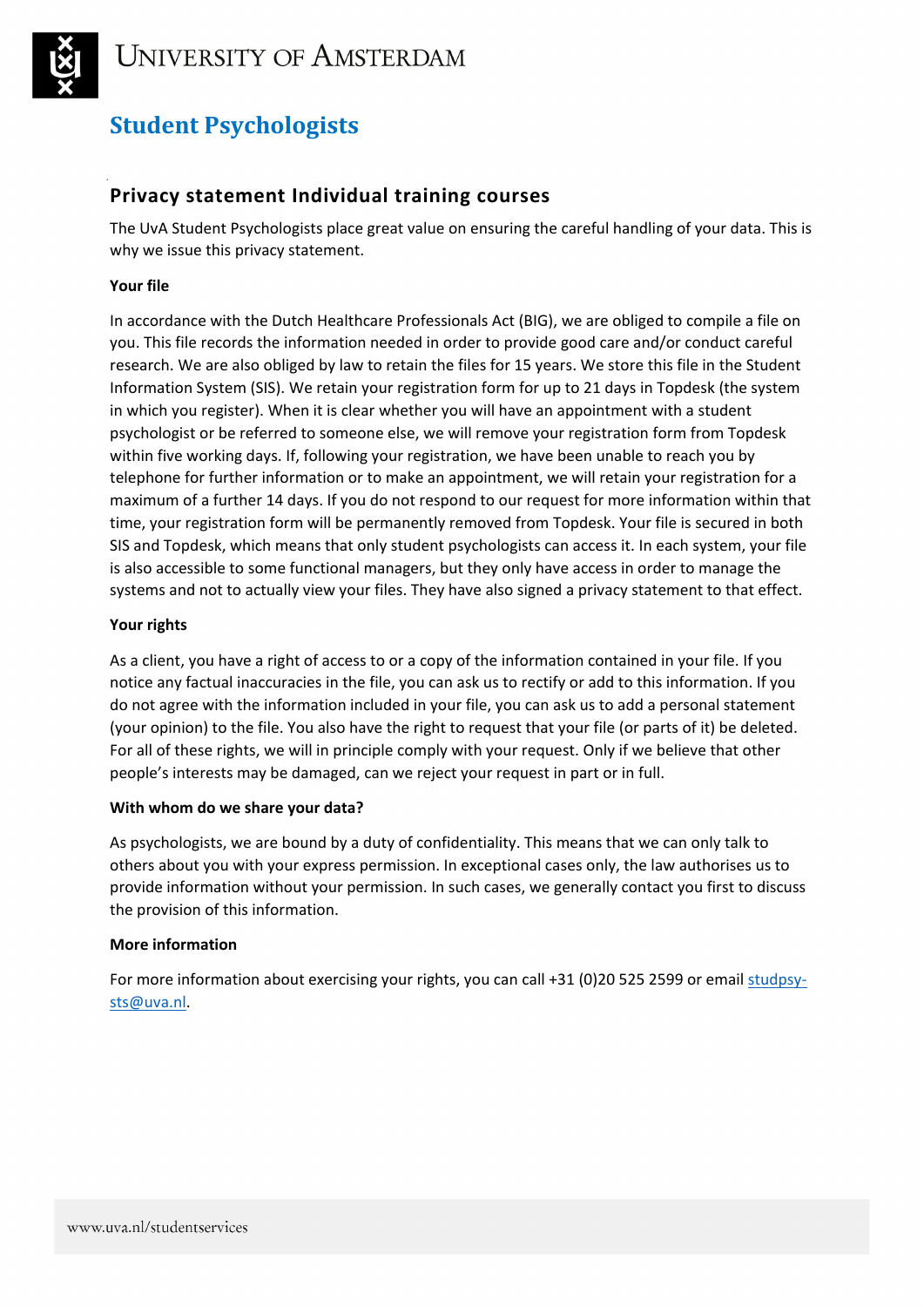# University of Amsterdam

## Student Psychologists

### Privacy statement Individual training courses

The UvA Student Psychologists place great value on ensuring the careful handling of your data. This is why we issue this privacy statement.

**Your file**

In accordance with the Dutch Healthcare Professionals Act (BIG), we are obliged to compile a file on you. This file records the information needed in order to provide good care and/or conduct careful research. We are also obliged by law to retain the files for 15 years. We store this file in the Student Information System (SIS). We retain your registration form for up to 21 days in Topdesk (the system in which you register). When it is clear whether you will have an appointment with a student psychologist or be referred to someone else, we will remove your registration form from Topdesk within five working days. If, following your registration, we have been unable to reach you by telephone for further information or to make an appointment, we will retain your registration for a maximum of a further 14 days. If you do not respond to our request for more information within that time, your registration form will be permanently removed from Topdesk. Your file is secured in both SIS and Topdesk, which means that only student psychologists can access it. In each system, your file is also accessible to some functional managers, but they only have access in order to manage the systems and not to actually view your files. They have also signed a privacy statement to that effect.

**Your rights**

As a client, you have a right of access to or a copy of the information contained in your file. If you notice any factual inaccuracies in the file, you can ask us to rectify or add to this information. If you do not agree with the information included in your file, you can ask us to add a personal statement (your opinion) to the file. You also have the right to request that your file (or parts of it) be deleted. For all of these rights, we will in principle comply with your request. Only if we believe that other people's interests may be damaged, can we reject your request in part or in full.

**With whom do we share your data?**

As psychologists, we are bound by a duty of confidentiality. This means that we can only talk to others about you with your express permission. In exceptional cases only, the law authorises us to provide information without your permission. In such cases, we generally contact you first to discuss the provision of this information.

**More information**

For more information about exercising your rights, you can call +31 (0)20 525 2599 or email studpsy-sts@uva.nl.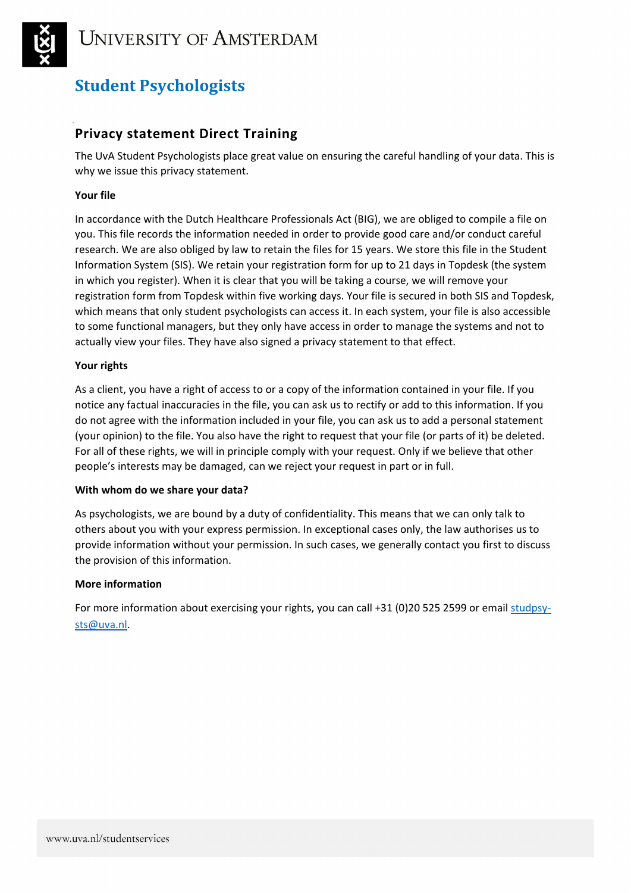# Student Psychologists

## Privacy statement Direct Training

The UvA Student Psychologists place great value on ensuring the careful handling of your data. This is why we issue this privacy statement.

**Your file**

In accordance with the Dutch Healthcare Professionals Act (BIG), we are obliged to compile a file on you. This file records the information needed in order to provide good care and/or conduct careful research. We are also obliged by law to retain the files for 15 years. We store this file in the Student Information System (SIS). We retain your registration form for up to 21 days in Topdesk (the system in which you register). When it is clear that you will be taking a course, we will remove your registration form from Topdesk within five working days. Your file is secured in both SIS and Topdesk, which means that only student psychologists can access it. In each system, your file is also accessible to some functional managers, but they only have access in order to manage the systems and not to actually view your files. They have also signed a privacy statement to that effect.

**Your rights**

As a client, you have a right of access to or a copy of the information contained in your file. If you notice any factual inaccuracies in the file, you can ask us to rectify or add to this information. If you do not agree with the information included in your file, you can ask us to add a personal statement (your opinion) to the file. You also have the right to request that your file (or parts of it) be deleted. For all of these rights, we will in principle comply with your request. Only if we believe that other people's interests may be damaged, can we reject your request in part or in full.

**With whom do we share your data?**

As psychologists, we are bound by a duty of confidentiality. This means that we can only talk to others about you with your express permission. In exceptional cases only, the law authorises us to provide information without your permission. In such cases, we generally contact you first to discuss the provision of this information.

**More information**

For more information about exercising your rights, you can call +31 (0)20 525 2599 or email studpsysts@uva.nl.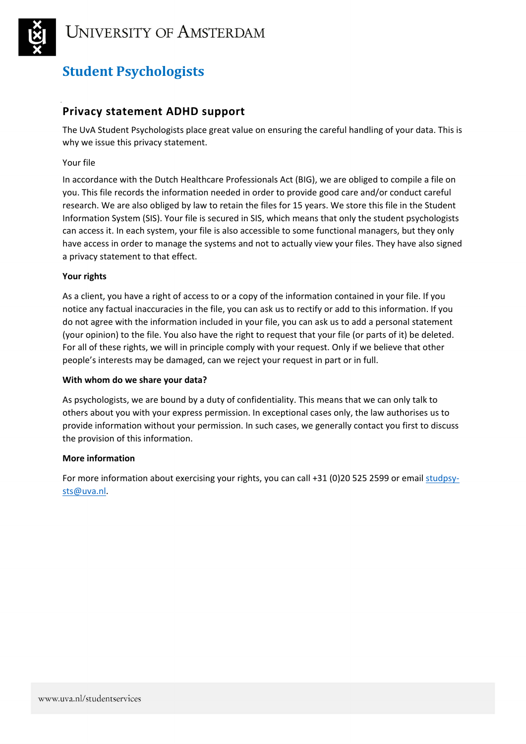# University of Amsterdam

## Student Psychologists

### Privacy statement ADHD support

The UvA Student Psychologists place great value on ensuring the careful handling of your data. This is why we issue this privacy statement.

Your file

In accordance with the Dutch Healthcare Professionals Act (BIG), we are obliged to compile a file on you. This file records the information needed in order to provide good care and/or conduct careful research. We are also obliged by law to retain the files for 15 years. We store this file in the Student Information System (SIS). Your file is secured in SIS, which means that only the student psychologists can access it. In each system, your file is also accessible to some functional managers, but they only have access in order to manage the systems and not to actually view your files. They have also signed a privacy statement to that effect.

**Your rights**

As a client, you have a right of access to or a copy of the information contained in your file. If you notice any factual inaccuracies in the file, you can ask us to rectify or add to this information. If you do not agree with the information included in your file, you can ask us to add a personal statement (your opinion) to the file. You also have the right to request that your file (or parts of it) be deleted. For all of these rights, we will in principle comply with your request. Only if we believe that other people's interests may be damaged, can we reject your request in part or in full.

**With whom do we share your data?**

As psychologists, we are bound by a duty of confidentiality. This means that we can only talk to others about you with your express permission. In exceptional cases only, the law authorises us to provide information without your permission. In such cases, we generally contact you first to discuss the provision of this information.

**More information**

For more information about exercising your rights, you can call +31 (0)20 525 2599 or email studpsy-sts@uva.nl.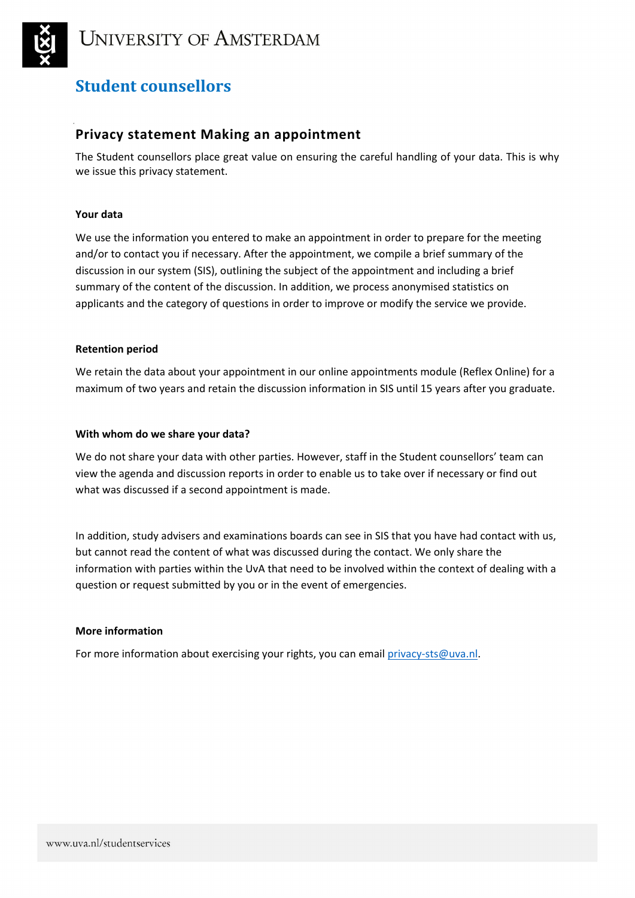# Student counsellors

## Privacy statement Making an appointment

The Student counsellors place great value on ensuring the careful handling of your data. This is why we issue this privacy statement.

**Your data**

We use the information you entered to make an appointment in order to prepare for the meeting and/or to contact you if necessary. After the appointment, we compile a brief summary of the discussion in our system (SIS), outlining the subject of the appointment and including a brief summary of the content of the discussion. In addition, we process anonymised statistics on applicants and the category of questions in order to improve or modify the service we provide.

**Retention period**

We retain the data about your appointment in our online appointments module (Reflex Online) for a maximum of two years and retain the discussion information in SIS until 15 years after you graduate.

**With whom do we share your data?**

We do not share your data with other parties. However, staff in the Student counsellors' team can view the agenda and discussion reports in order to enable us to take over if necessary or find out what was discussed if a second appointment is made.

In addition, study advisers and examinations boards can see in SIS that you have had contact with us, but cannot read the content of what was discussed during the contact. We only share the information with parties within the UvA that need to be involved within the context of dealing with a question or request submitted by you or in the event of emergencies.

**More information**

For more information about exercising your rights, you can email privacy-sts@uva.nl.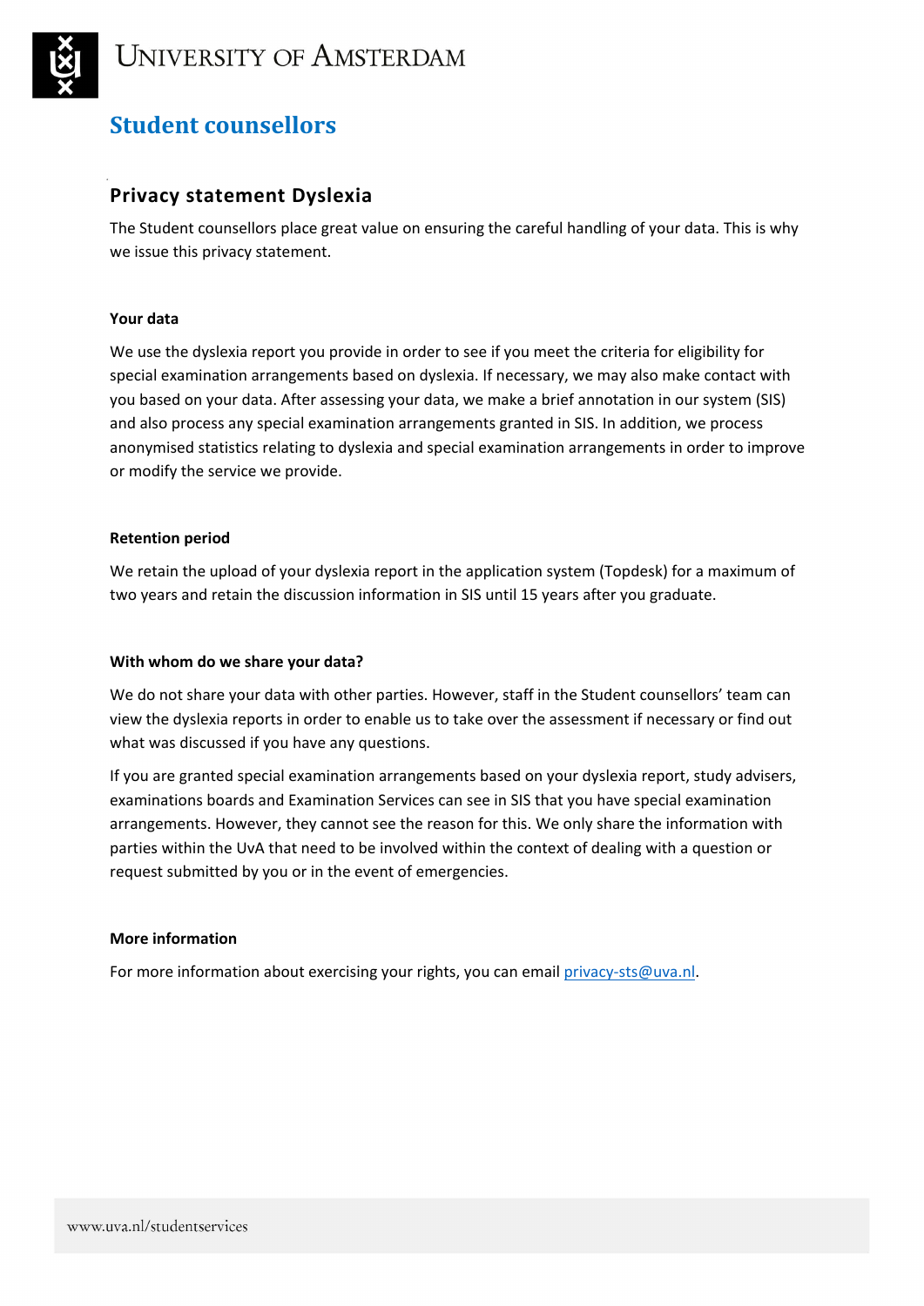# Student counsellors

## Privacy statement Dyslexia

The Student counsellors place great value on ensuring the careful handling of your data. This is why we issue this privacy statement.

**Your data**

We use the dyslexia report you provide in order to see if you meet the criteria for eligibility for special examination arrangements based on dyslexia. If necessary, we may also make contact with you based on your data. After assessing your data, we make a brief annotation in our system (SIS) and also process any special examination arrangements granted in SIS. In addition, we process anonymised statistics relating to dyslexia and special examination arrangements in order to improve or modify the service we provide.

**Retention period**

We retain the upload of your dyslexia report in the application system (Topdesk) for a maximum of two years and retain the discussion information in SIS until 15 years after you graduate.

**With whom do we share your data?**

We do not share your data with other parties. However, staff in the Student counsellors' team can view the dyslexia reports in order to enable us to take over the assessment if necessary or find out what was discussed if you have any questions.

If you are granted special examination arrangements based on your dyslexia report, study advisers, examinations boards and Examination Services can see in SIS that you have special examination arrangements. However, they cannot see the reason for this. We only share the information with parties within the UvA that need to be involved within the context of dealing with a question or request submitted by you or in the event of emergencies.

**More information**

For more information about exercising your rights, you can email privacy-sts@uva.nl.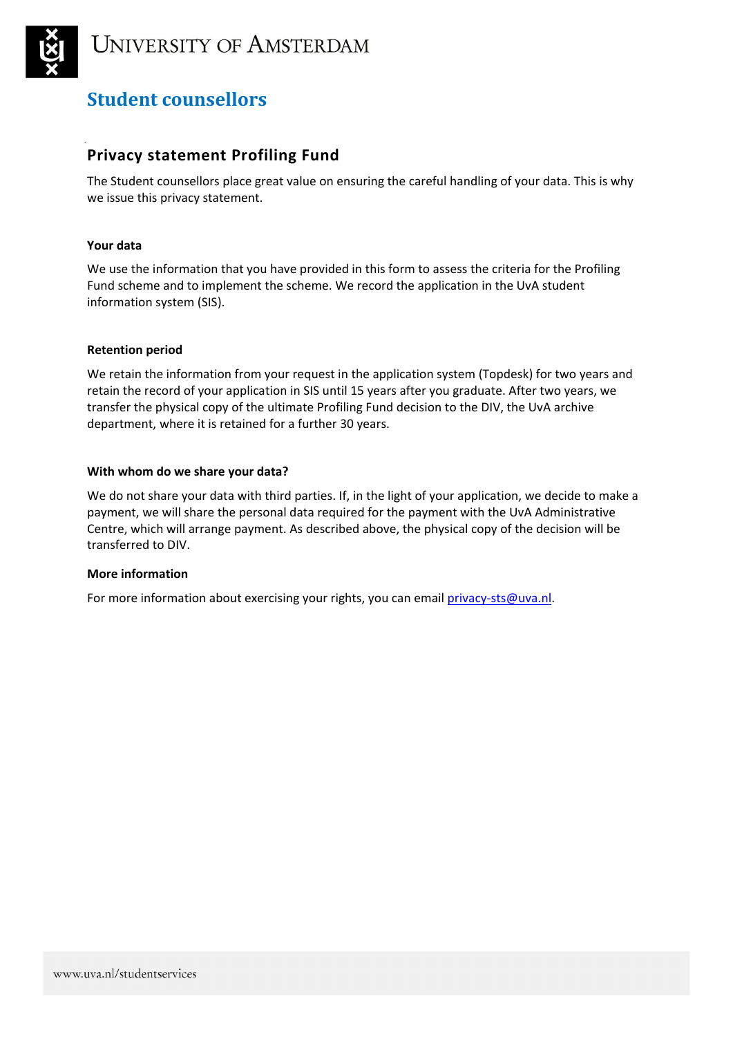## Student counsellors

### Privacy statement Profiling Fund

The Student counsellors place great value on ensuring the careful handling of your data. This is why we issue this privacy statement.

**Your data**

We use the information that you have provided in this form to assess the criteria for the Profiling Fund scheme and to implement the scheme. We record the application in the UvA student information system (SIS).

**Retention period**

We retain the information from your request in the application system (Topdesk) for two years and retain the record of your application in SIS until 15 years after you graduate. After two years, we transfer the physical copy of the ultimate Profiling Fund decision to the DIV, the UvA archive department, where it is retained for a further 30 years.

**With whom do we share your data?**

We do not share your data with third parties. If, in the light of your application, we decide to make a payment, we will share the personal data required for the payment with the UvA Administrative Centre, which will arrange payment. As described above, the physical copy of the decision will be transferred to DIV.

**More information**

For more information about exercising your rights, you can email privacy-sts@uva.nl.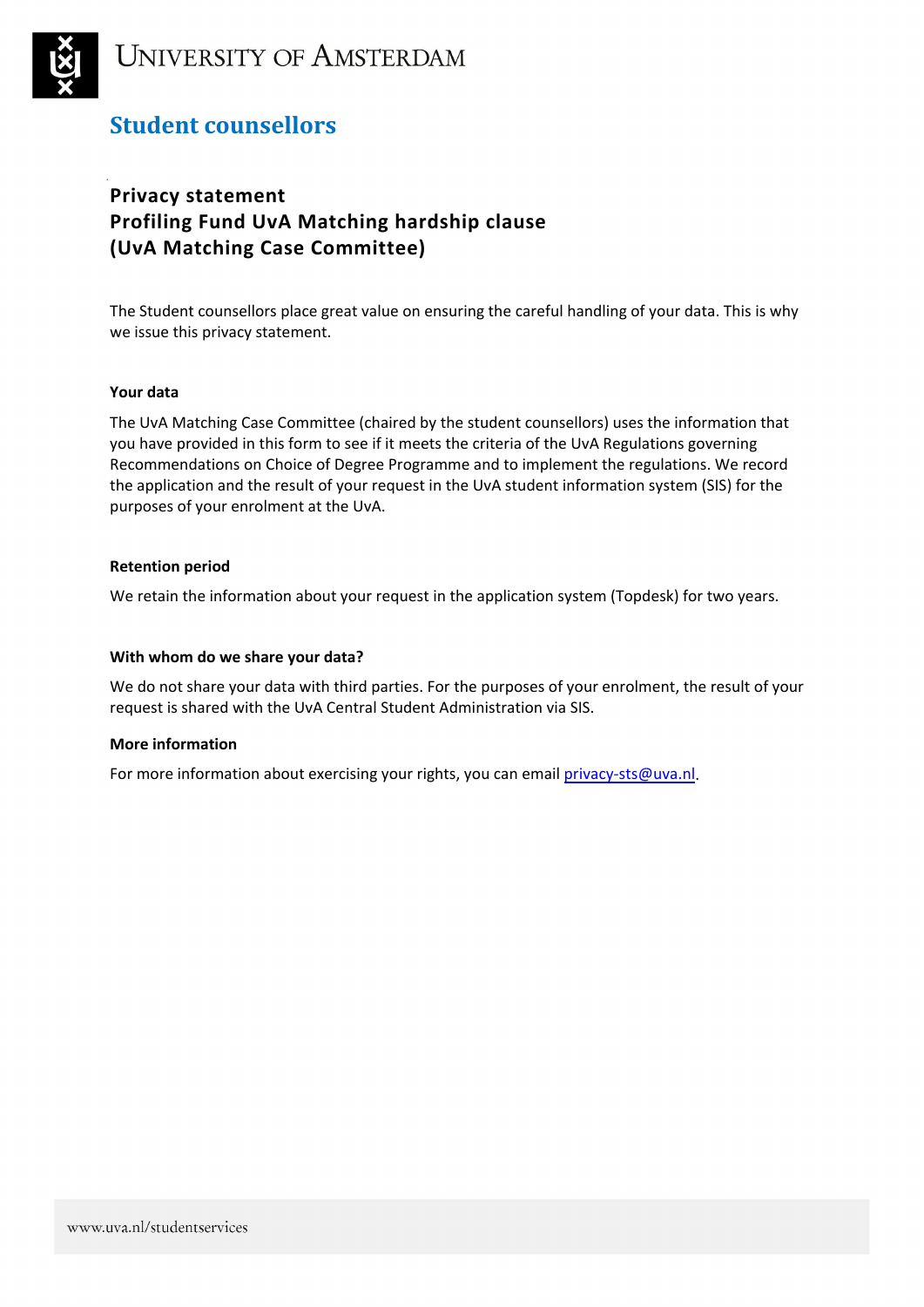# University of Amsterdam

## Student counsellors

### Privacy statement
### Profiling Fund UvA Matching hardship clause
### (UvA Matching Case Committee)

The Student counsellors place great value on ensuring the careful handling of your data. This is why we issue this privacy statement.

**Your data**

The UvA Matching Case Committee (chaired by the student counsellors) uses the information that you have provided in this form to see if it meets the criteria of the UvA Regulations governing Recommendations on Choice of Degree Programme and to implement the regulations. We record the application and the result of your request in the UvA student information system (SIS) for the purposes of your enrolment at the UvA.

**Retention period**

We retain the information about your request in the application system (Topdesk) for two years.

**With whom do we share your data?**

We do not share your data with third parties. For the purposes of your enrolment, the result of your request is shared with the UvA Central Student Administration via SIS.

**More information**

For more information about exercising your rights, you can email privacy-sts@uva.nl.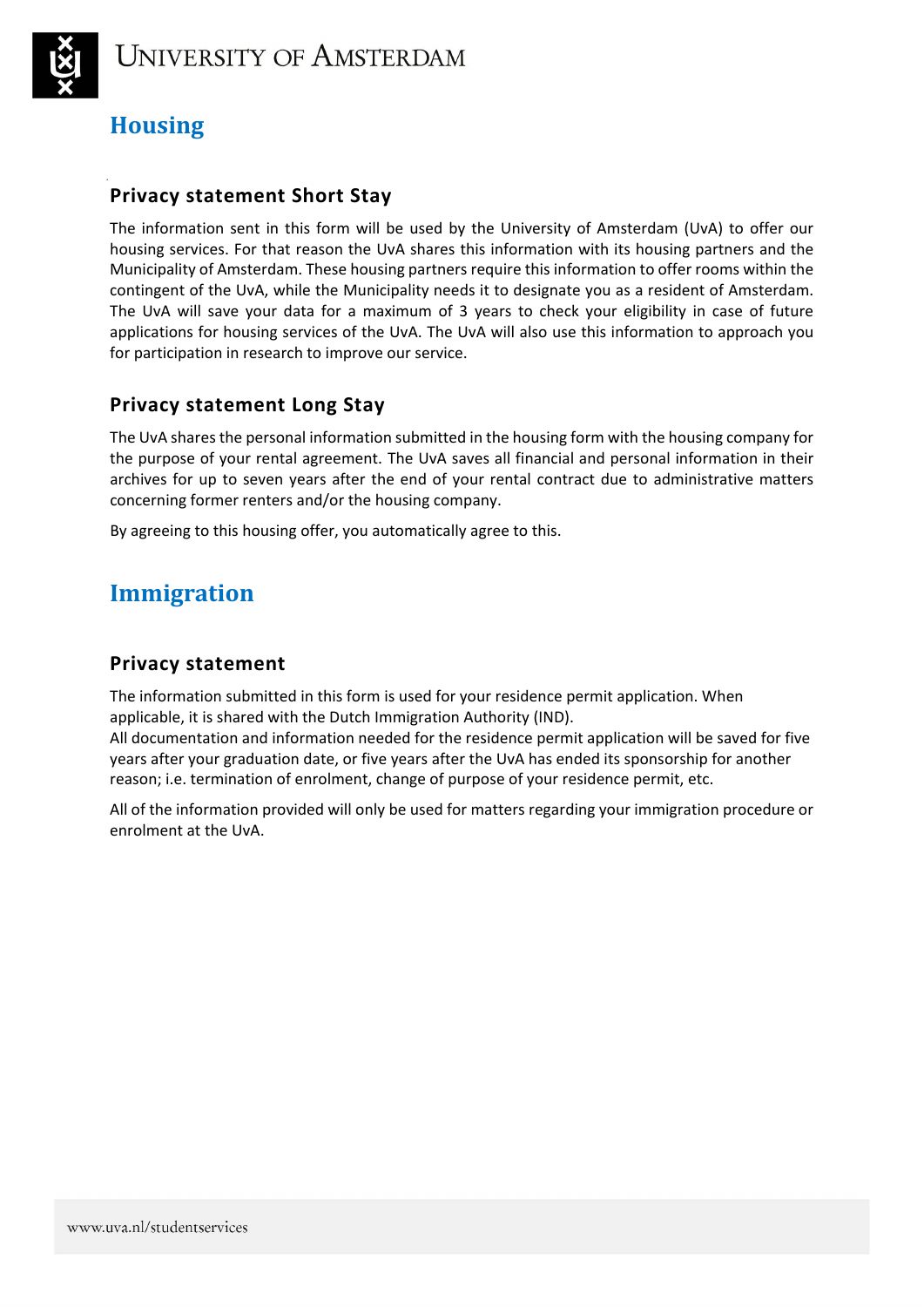## Housing

### Privacy statement Short Stay

The information sent in this form will be used by the University of Amsterdam (UvA) to offer our housing services. For that reason the UvA shares this information with its housing partners and the Municipality of Amsterdam. These housing partners require this information to offer rooms within the contingent of the UvA, while the Municipality needs it to designate you as a resident of Amsterdam. The UvA will save your data for a maximum of 3 years to check your eligibility in case of future applications for housing services of the UvA. The UvA will also use this information to approach you for participation in research to improve our service.

### Privacy statement Long Stay

The UvA shares the personal information submitted in the housing form with the housing company for the purpose of your rental agreement. The UvA saves all financial and personal information in their archives for up to seven years after the end of your rental contract due to administrative matters concerning former renters and/or the housing company.

By agreeing to this housing offer, you automatically agree to this.

## Immigration

### Privacy statement

The information submitted in this form is used for your residence permit application. When applicable, it is shared with the Dutch Immigration Authority (IND).
All documentation and information needed for the residence permit application will be saved for five years after your graduation date, or five years after the UvA has ended its sponsorship for another reason; i.e. termination of enrolment, change of purpose of your residence permit, etc.

All of the information provided will only be used for matters regarding your immigration procedure or enrolment at the UvA.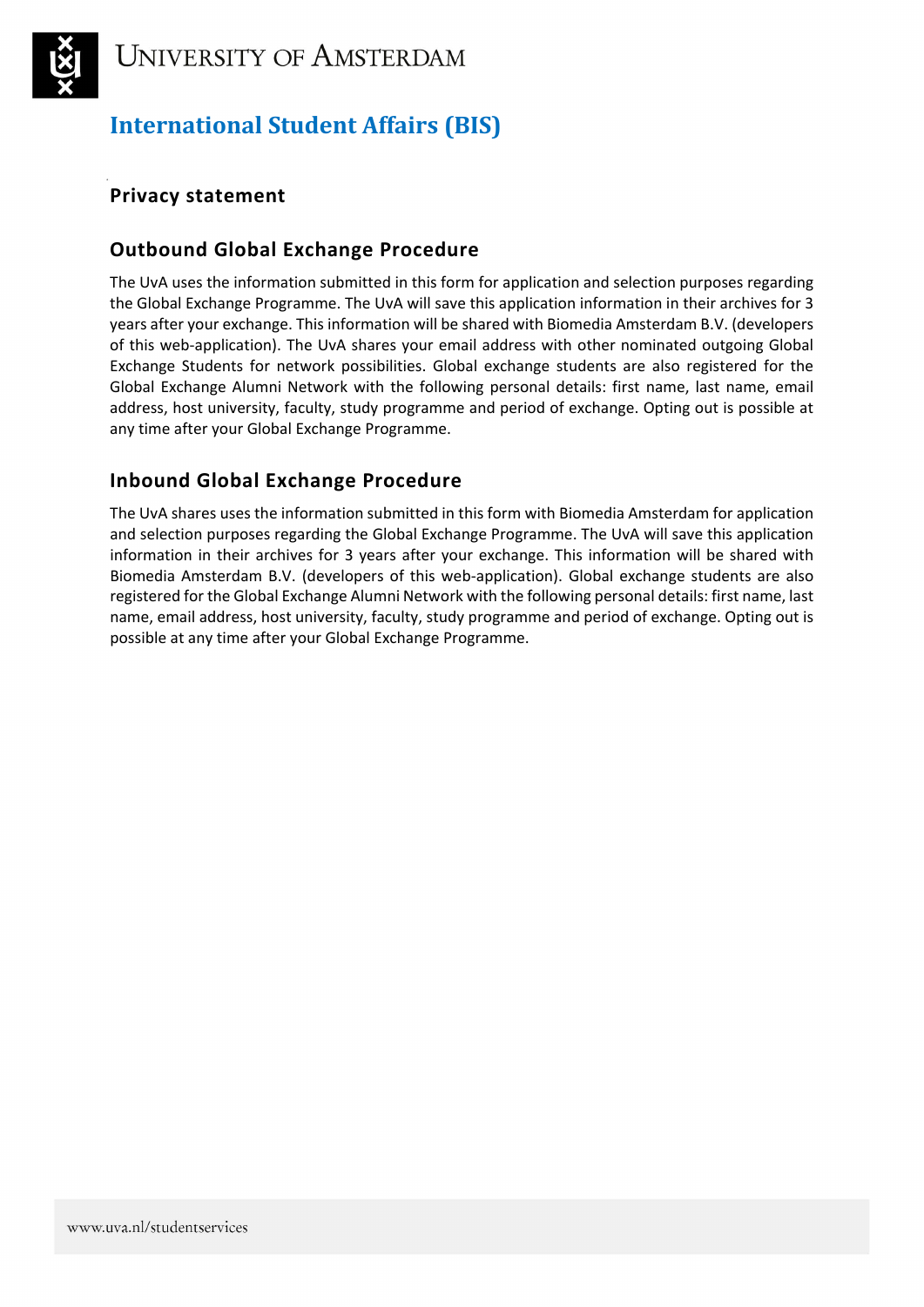# International Student Affairs (BIS)

## Privacy statement

## Outbound Global Exchange Procedure

The UvA uses the information submitted in this form for application and selection purposes regarding the Global Exchange Programme. The UvA will save this application information in their archives for 3 years after your exchange. This information will be shared with Biomedia Amsterdam B.V. (developers of this web-application). The UvA shares your email address with other nominated outgoing Global Exchange Students for network possibilities. Global exchange students are also registered for the Global Exchange Alumni Network with the following personal details: first name, last name, email address, host university, faculty, study programme and period of exchange. Opting out is possible at any time after your Global Exchange Programme.

## Inbound Global Exchange Procedure

The UvA shares uses the information submitted in this form with Biomedia Amsterdam for application and selection purposes regarding the Global Exchange Programme. The UvA will save this application information in their archives for 3 years after your exchange. This information will be shared with Biomedia Amsterdam B.V. (developers of this web-application). Global exchange students are also registered for the Global Exchange Alumni Network with the following personal details: first name, last name, email address, host university, faculty, study programme and period of exchange. Opting out is possible at any time after your Global Exchange Programme.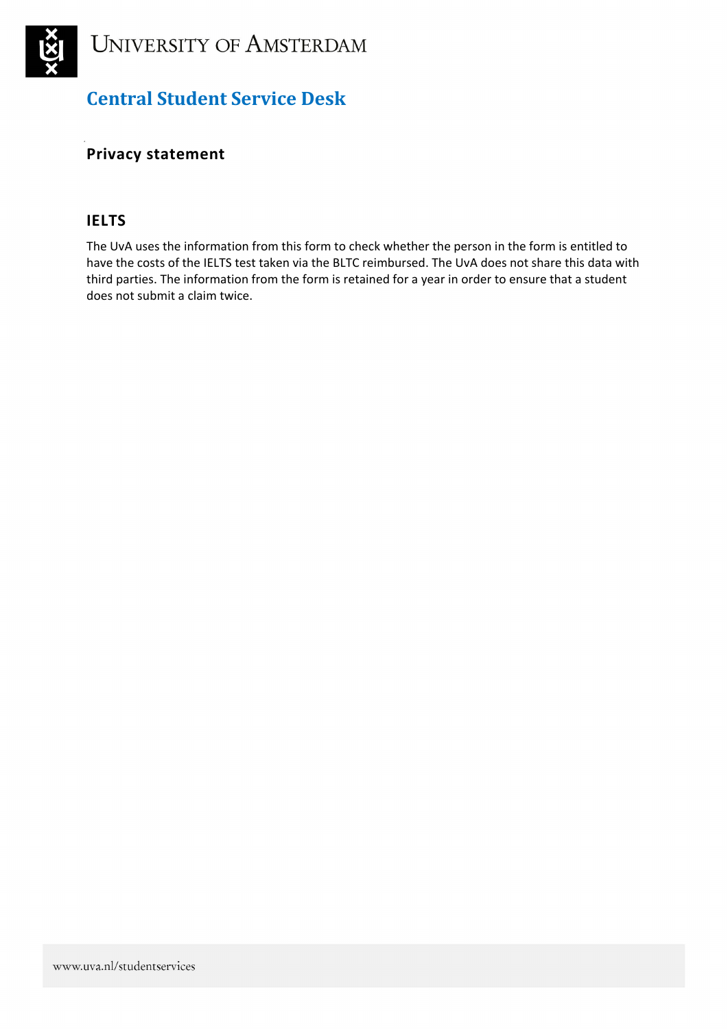# University of Amsterdam

## Central Student Service Desk

### Privacy statement

### IELTS

The UvA uses the information from this form to check whether the person in the form is entitled to have the costs of the IELTS test taken via the BLTC reimbursed. The UvA does not share this data with third parties. The information from the form is retained for a year in order to ensure that a student does not submit a claim twice.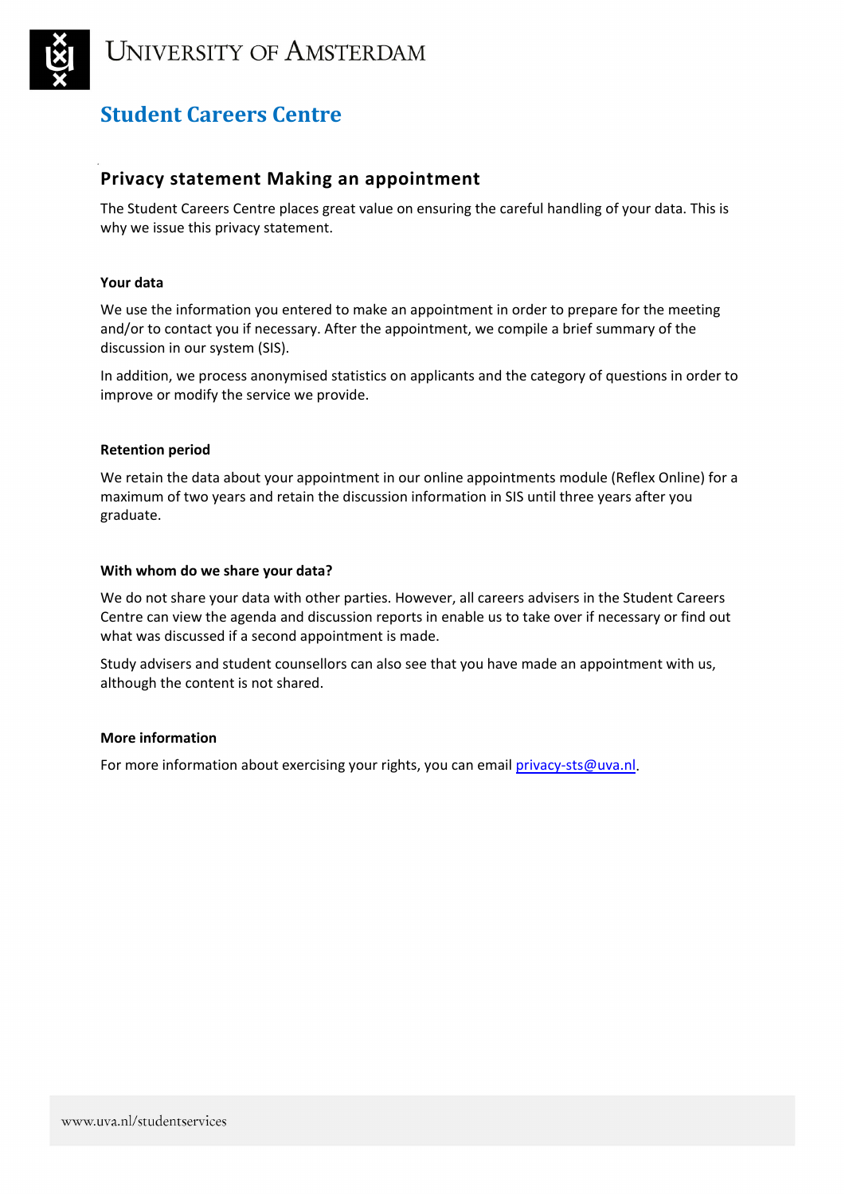# University of Amsterdam

## Student Careers Centre

### Privacy statement Making an appointment

The Student Careers Centre places great value on ensuring the careful handling of your data. This is why we issue this privacy statement.

**Your data**

We use the information you entered to make an appointment in order to prepare for the meeting and/or to contact you if necessary. After the appointment, we compile a brief summary of the discussion in our system (SIS).

In addition, we process anonymised statistics on applicants and the category of questions in order to improve or modify the service we provide.

**Retention period**

We retain the data about your appointment in our online appointments module (Reflex Online) for a maximum of two years and retain the discussion information in SIS until three years after you graduate.

**With whom do we share your data?**

We do not share your data with other parties. However, all careers advisers in the Student Careers Centre can view the agenda and discussion reports in enable us to take over if necessary or find out what was discussed if a second appointment is made.

Study advisers and student counsellors can also see that you have made an appointment with us, although the content is not shared.

**More information**

For more information about exercising your rights, you can email privacy-sts@uva.nl.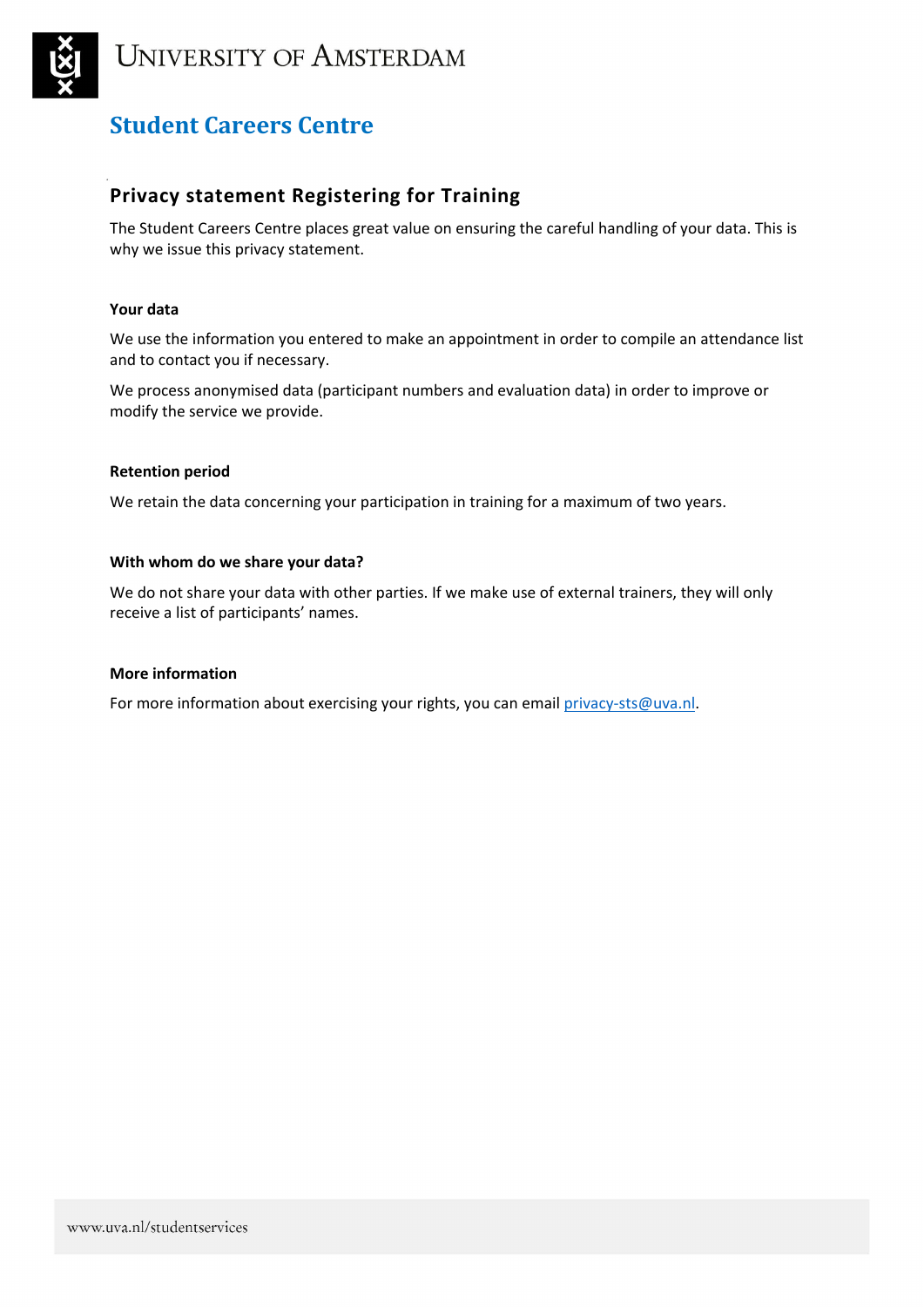# Student Careers Centre

## Privacy statement Registering for Training

The Student Careers Centre places great value on ensuring the careful handling of your data. This is why we issue this privacy statement.

### Your data

We use the information you entered to make an appointment in order to compile an attendance list and to contact you if necessary.

We process anonymised data (participant numbers and evaluation data) in order to improve or modify the service we provide.

### Retention period

We retain the data concerning your participation in training for a maximum of two years.

### With whom do we share your data?

We do not share your data with other parties. If we make use of external trainers, they will only receive a list of participants' names.

### More information

For more information about exercising your rights, you can email privacy-sts@uva.nl.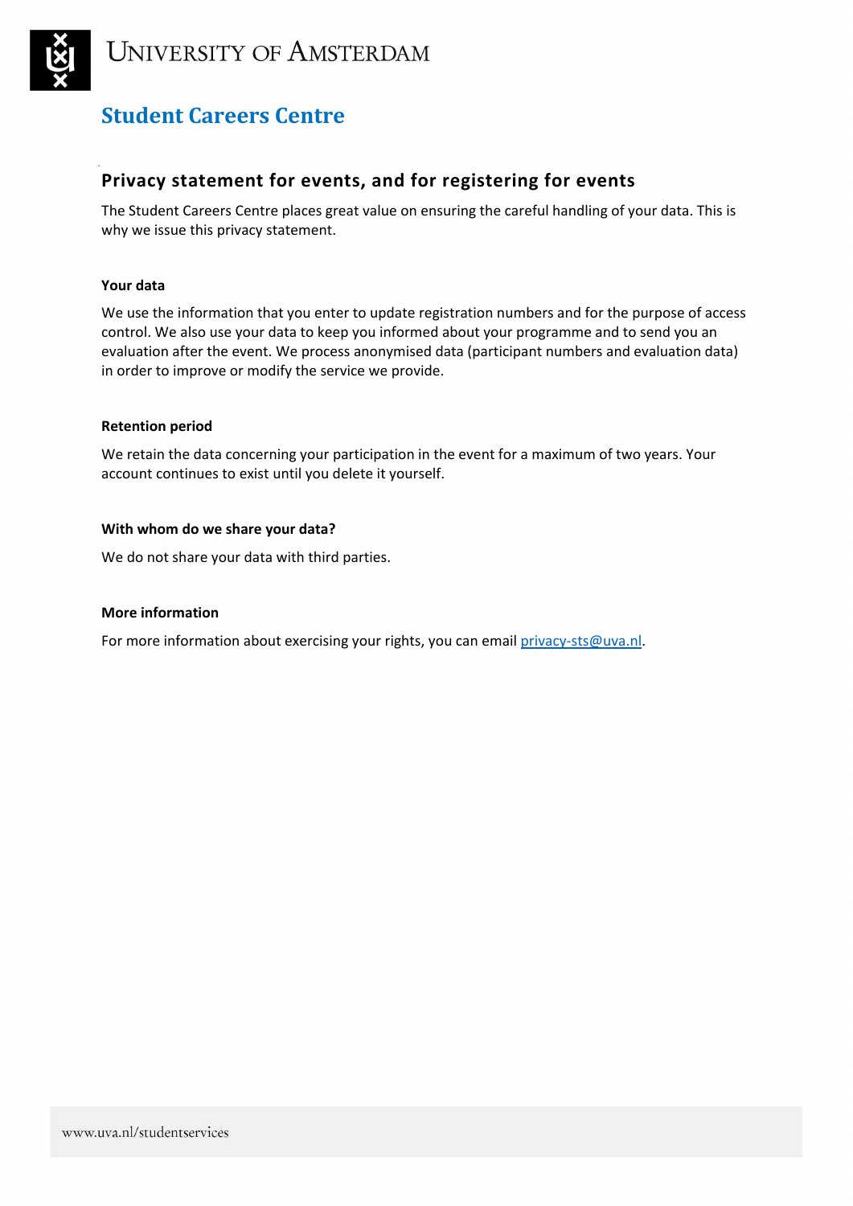UNIVERSITY OF AMSTERDAM

# Student Careers Centre

## Privacy statement for events, and for registering for events

The Student Careers Centre places great value on ensuring the careful handling of your data. This is why we issue this privacy statement.

### Your data

We use the information that you enter to update registration numbers and for the purpose of access control. We also use your data to keep you informed about your programme and to send you an evaluation after the event. We process anonymised data (participant numbers and evaluation data) in order to improve or modify the service we provide.

### Retention period

We retain the data concerning your participation in the event for a maximum of two years. Your account continues to exist until you delete it yourself.

### With whom do we share your data?

We do not share your data with third parties.

### More information

For more information about exercising your rights, you can email privacy-sts@uva.nl.

www.uva.nl/studentservices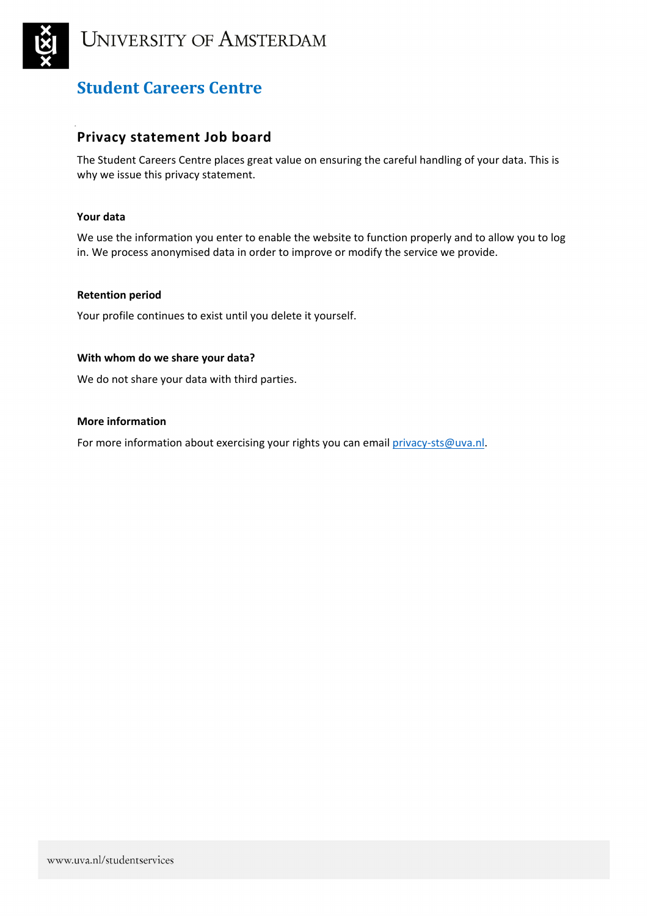# University of Amsterdam

## Student Careers Centre

### Privacy statement Job board

The Student Careers Centre places great value on ensuring the careful handling of your data. This is why we issue this privacy statement.

**Your data**

We use the information you enter to enable the website to function properly and to allow you to log in. We process anonymised data in order to improve or modify the service we provide.

**Retention period**

Your profile continues to exist until you delete it yourself.

**With whom do we share your data?**

We do not share your data with third parties.

**More information**

For more information about exercising your rights you can email privacy-sts@uva.nl.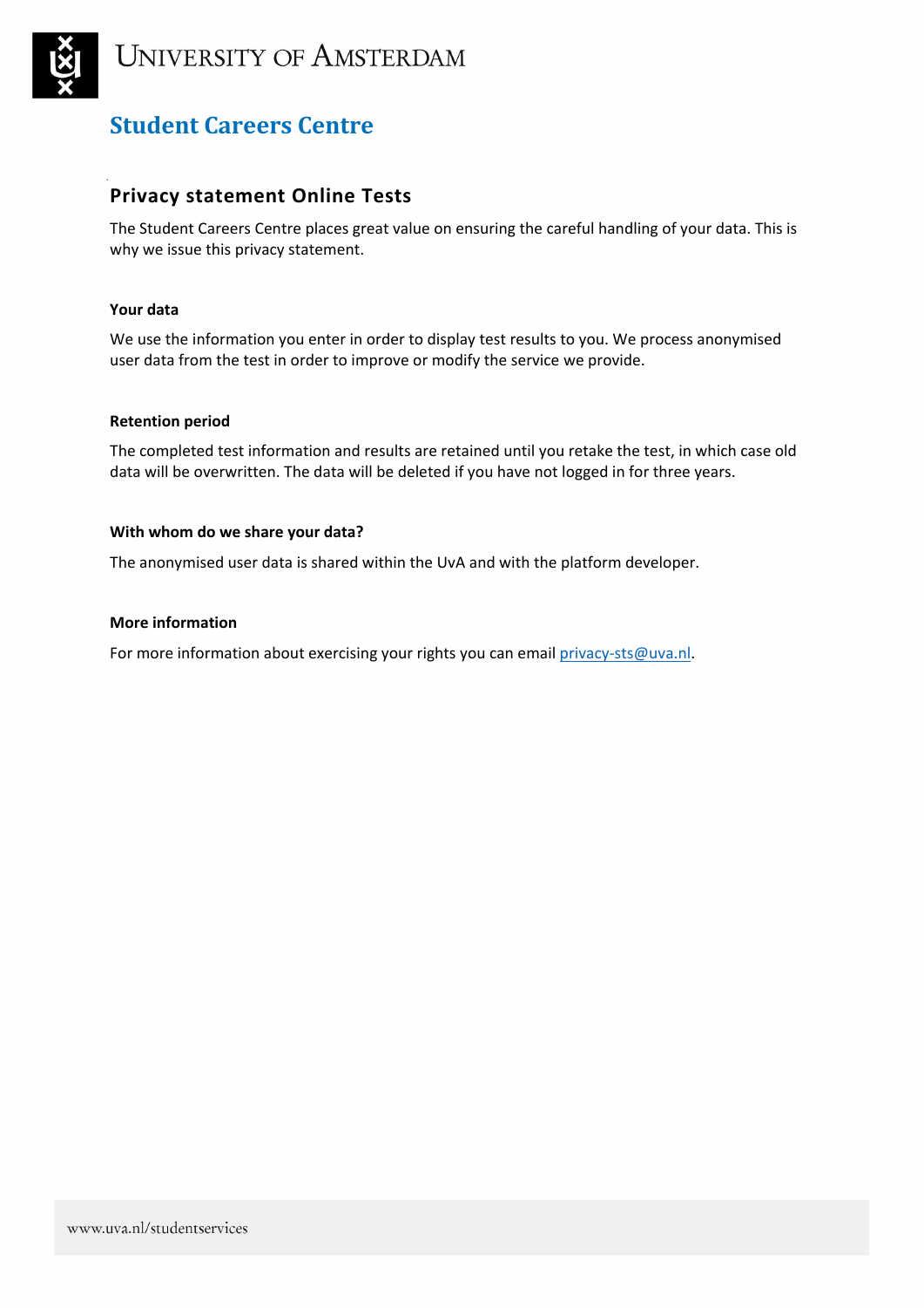# Student Careers Centre

## Privacy statement Online Tests

The Student Careers Centre places great value on ensuring the careful handling of your data. This is why we issue this privacy statement.

### Your data

We use the information you enter in order to display test results to you. We process anonymised user data from the test in order to improve or modify the service we provide.

### Retention period

The completed test information and results are retained until you retake the test, in which case old data will be overwritten. The data will be deleted if you have not logged in for three years.

### With whom do we share your data?

The anonymised user data is shared within the UvA and with the platform developer.

### More information

For more information about exercising your rights you can email privacy-sts@uva.nl.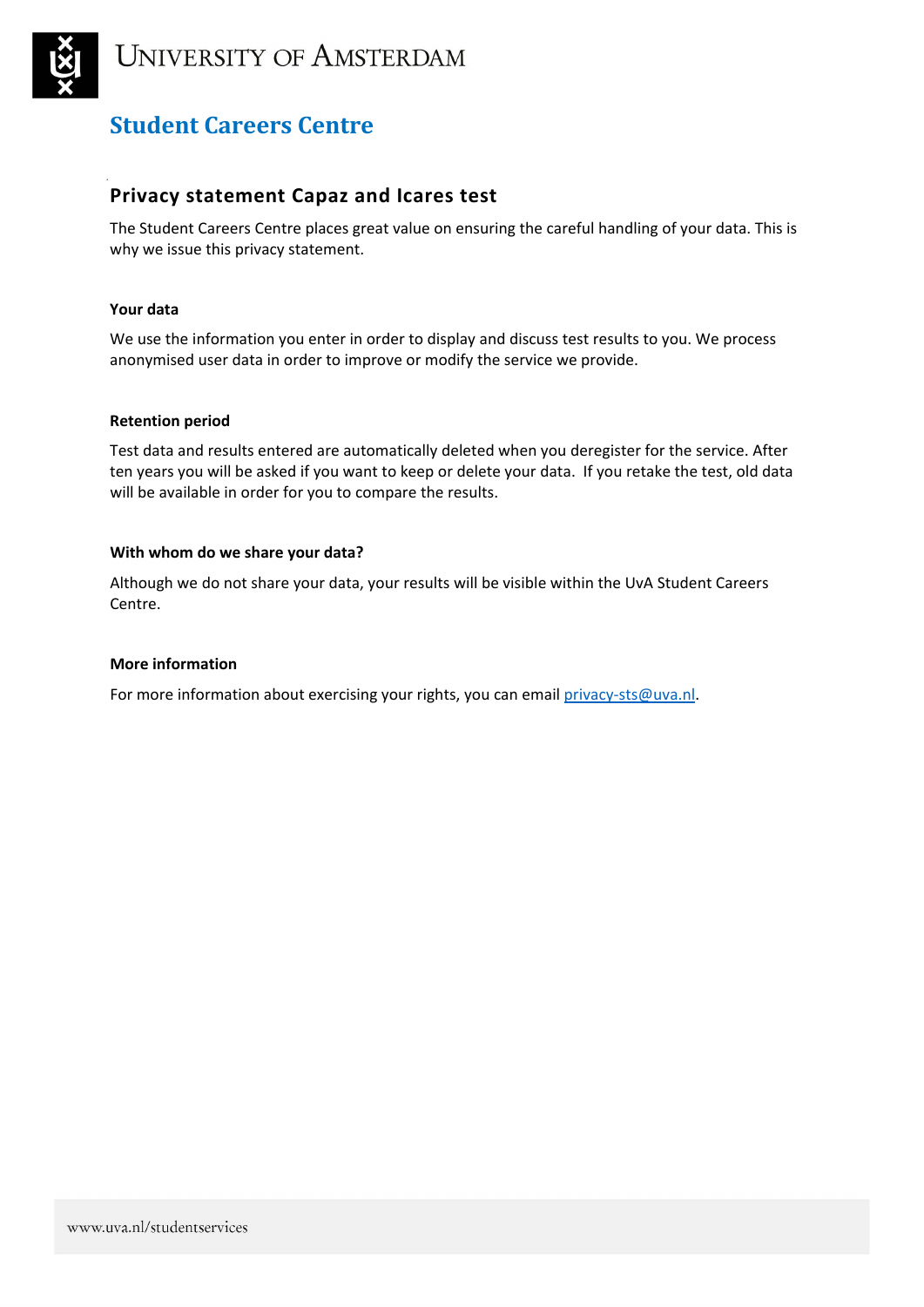# University of Amsterdam

## Student Careers Centre

### Privacy statement Capaz and Icares test

The Student Careers Centre places great value on ensuring the careful handling of your data. This is why we issue this privacy statement.

#### Your data

We use the information you enter in order to display and discuss test results to you. We process anonymised user data in order to improve or modify the service we provide.

#### Retention period

Test data and results entered are automatically deleted when you deregister for the service. After ten years you will be asked if you want to keep or delete your data. If you retake the test, old data will be available in order for you to compare the results.

#### With whom do we share your data?

Although we do not share your data, your results will be visible within the UvA Student Careers Centre.

#### More information

For more information about exercising your rights, you can email privacy-sts@uva.nl.

www.uva.nl/studentservices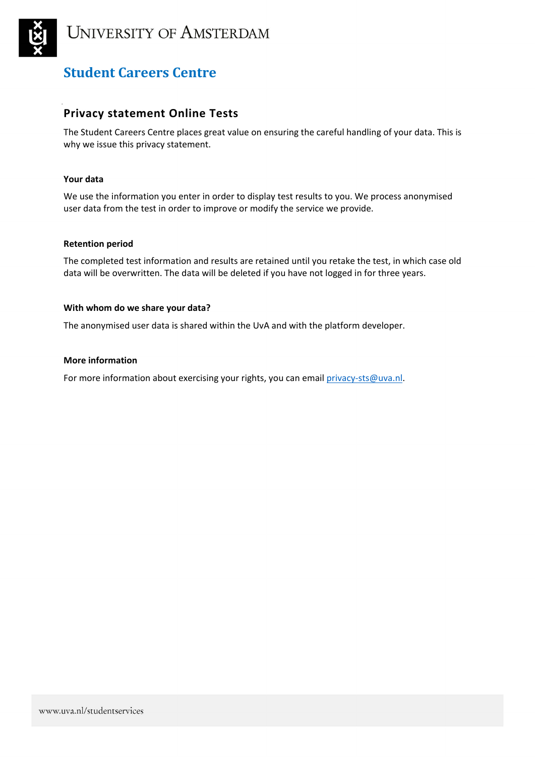University of Amsterdam

# Student Careers Centre

## Privacy statement Online Tests

The Student Careers Centre places great value on ensuring the careful handling of your data. This is why we issue this privacy statement.

### Your data

We use the information you enter in order to display test results to you. We process anonymised user data from the test in order to improve or modify the service we provide.

### Retention period

The completed test information and results are retained until you retake the test, in which case old data will be overwritten. The data will be deleted if you have not logged in for three years.

### With whom do we share your data?

The anonymised user data is shared within the UvA and with the platform developer.

### More information

For more information about exercising your rights, you can email privacy-sts@uva.nl.

www.uva.nl/studentservices